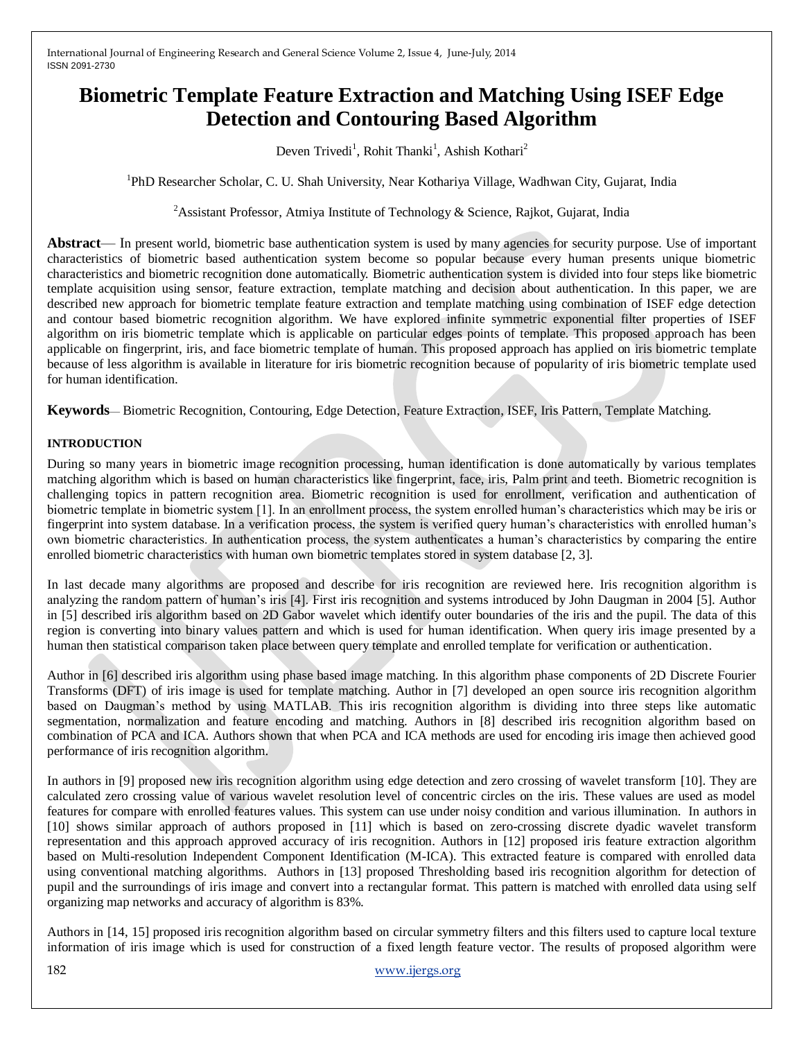# Biometric Template Feature Extraction and Matching Using ISEF Edge Detection and Contouring Based Algorithm

Deven Trivedi[1], Rohit Thanki[1], Ashish Kothari[2]

[1]PhD Researcher Scholar, C. U. Shah University, Near Kothariya Village, Wadhwan City, Gujarat, India

[2]Assistant Professor, Atmiya Institute of Technology & Science, Rajkot, Gujarat, India

**Abstract**— In present world, biometric base authentication system is used by many agencies for security purpose. Use of important characteristics of biometric based authentication system become so popular because every human presents unique biometric characteristics and biometric recognition done automatically. Biometric authentication system is divided into four steps like biometric template acquisition using sensor, feature extraction, template matching and decision about authentication. In this paper, we are described new approach for biometric template feature extraction and template matching using combination of ISEF edge detection and contour based biometric recognition algorithm. We have explored infinite symmetric exponential filter properties of ISEF algorithm on iris biometric template which is applicable on particular edges points of template. This proposed approach has been applicable on fingerprint, iris, and face biometric template of human. This proposed approach has applied on iris biometric template because of less algorithm is available in literature for iris biometric recognition because of popularity of iris biometric template used for human identification.

**Keywords**— Biometric Recognition, Contouring, Edge Detection, Feature Extraction, ISEF, Iris Pattern, Template Matching.

## INTRODUCTION

During so many years in biometric image recognition processing, human identification is done automatically by various templates matching algorithm which is based on human characteristics like fingerprint, face, iris, Palm print and teeth. Biometric recognition is challenging topics in pattern recognition area. Biometric recognition is used for enrollment, verification and authentication of biometric template in biometric system [1]. In an enrollment process, the system enrolled human's characteristics which may be iris or fingerprint into system database. In a verification process, the system is verified query human's characteristics with enrolled human's own biometric characteristics. In authentication process, the system authenticates a human's characteristics by comparing the entire enrolled biometric characteristics with human own biometric templates stored in system database [2, 3].

In last decade many algorithms are proposed and describe for iris recognition are reviewed here. Iris recognition algorithm is analyzing the random pattern of human's iris [4]. First iris recognition and systems introduced by John Daugman in 2004 [5]. Author in [5] described iris algorithm based on 2D Gabor wavelet which identify outer boundaries of the iris and the pupil. The data of this region is converting into binary values pattern and which is used for human identification. When query iris image presented by a human then statistical comparison taken place between query template and enrolled template for verification or authentication.

Author in [6] described iris algorithm using phase based image matching. In this algorithm phase components of 2D Discrete Fourier Transforms (DFT) of iris image is used for template matching. Author in [7] developed an open source iris recognition algorithm based on Daugman's method by using MATLAB. This iris recognition algorithm is dividing into three steps like automatic segmentation, normalization and feature encoding and matching. Authors in [8] described iris recognition algorithm based on combination of PCA and ICA. Authors shown that when PCA and ICA methods are used for encoding iris image then achieved good performance of iris recognition algorithm.

In authors in [9] proposed new iris recognition algorithm using edge detection and zero crossing of wavelet transform [10]. They are calculated zero crossing value of various wavelet resolution level of concentric circles on the iris. These values are used as model features for compare with enrolled features values. This system can use under noisy condition and various illumination. In authors in [10] shows similar approach of authors proposed in [11] which is based on zero-crossing discrete dyadic wavelet transform representation and this approach approved accuracy of iris recognition. Authors in [12] proposed iris feature extraction algorithm based on Multi-resolution Independent Component Identification (M-ICA). This extracted feature is compared with enrolled data using conventional matching algorithms. Authors in [13] proposed Thresholding based iris recognition algorithm for detection of pupil and the surroundings of iris image and convert into a rectangular format. This pattern is matched with enrolled data using self organizing map networks and accuracy of algorithm is 83%.

Authors in [14, 15] proposed iris recognition algorithm based on circular symmetry filters and this filters used to capture local texture information of iris image which is used for construction of a fixed length feature vector. The results of proposed algorithm were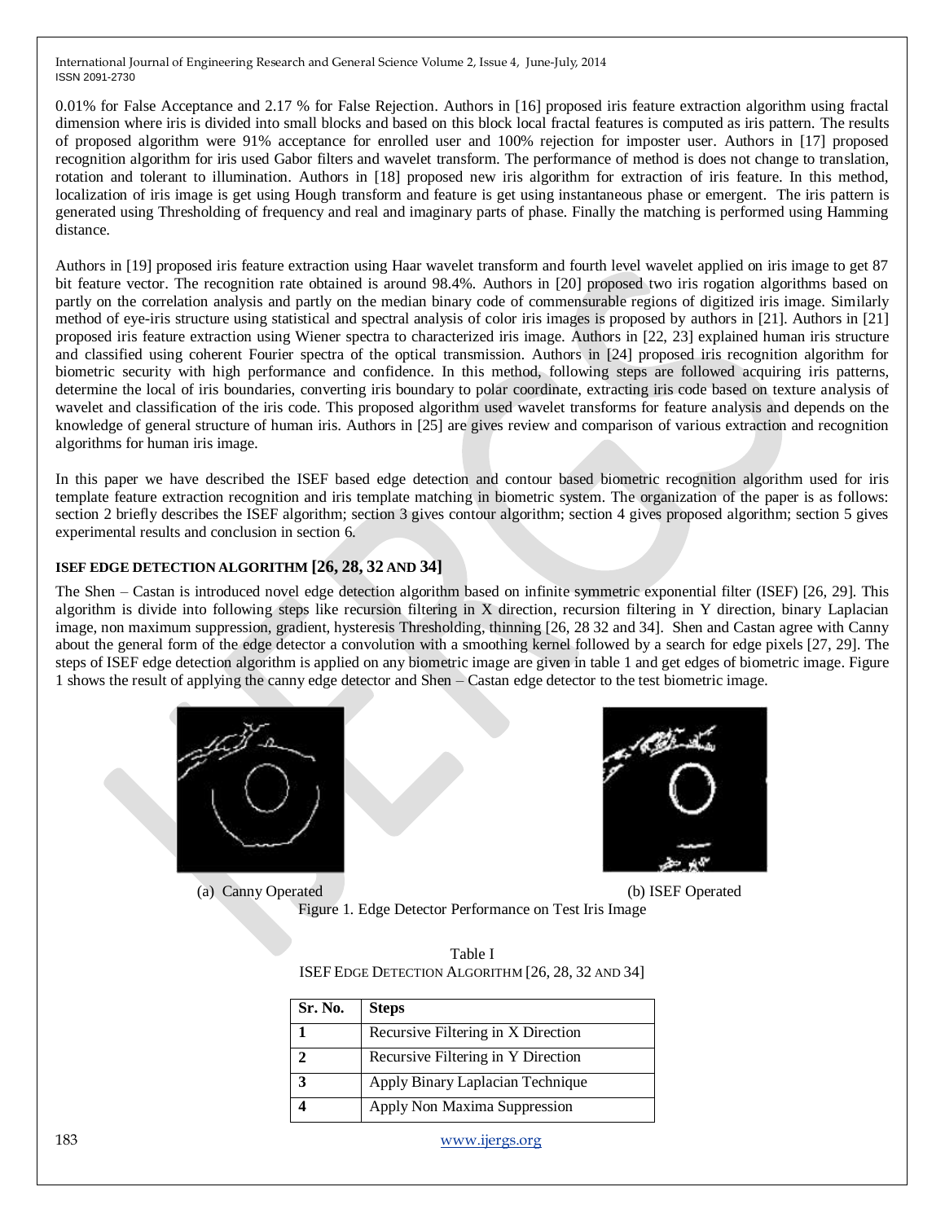0.01% for False Acceptance and 2.17 % for False Rejection. Authors in [16] proposed iris feature extraction algorithm using fractal dimension where iris is divided into small blocks and based on this block local fractal features is computed as iris pattern. The results of proposed algorithm were 91% acceptance for enrolled user and 100% rejection for imposter user. Authors in [17] proposed recognition algorithm for iris used Gabor filters and wavelet transform. The performance of method is does not change to translation, rotation and tolerant to illumination. Authors in [18] proposed new iris algorithm for extraction of iris feature. In this method, localization of iris image is get using Hough transform and feature is get using instantaneous phase or emergent. The iris pattern is generated using Thresholding of frequency and real and imaginary parts of phase. Finally the matching is performed using Hamming distance.

Authors in [19] proposed iris feature extraction using Haar wavelet transform and fourth level wavelet applied on iris image to get 87 bit feature vector. The recognition rate obtained is around 98.4%. Authors in [20] proposed two iris rogation algorithms based on partly on the correlation analysis and partly on the median binary code of commensurable regions of digitized iris image. Similarly method of eye-iris structure using statistical and spectral analysis of color iris images is proposed by authors in [21]. Authors in [21] proposed iris feature extraction using Wiener spectra to characterized iris image. Authors in [22, 23] explained human iris structure and classified using coherent Fourier spectra of the optical transmission. Authors in [24] proposed iris recognition algorithm for biometric security with high performance and confidence. In this method, following steps are followed acquiring iris patterns, determine the local of iris boundaries, converting iris boundary to polar coordinate, extracting iris code based on texture analysis of wavelet and classification of the iris code. This proposed algorithm used wavelet transforms for feature analysis and depends on the knowledge of general structure of human iris. Authors in [25] are gives review and comparison of various extraction and recognition algorithms for human iris image.

In this paper we have described the ISEF based edge detection and contour based biometric recognition algorithm used for iris template feature extraction recognition and iris template matching in biometric system. The organization of the paper is as follows: section 2 briefly describes the ISEF algorithm; section 3 gives contour algorithm; section 4 gives proposed algorithm; section 5 gives experimental results and conclusion in section 6.

## ISEF EDGE DETECTION ALGORITHM [26, 28, 32 AND 34]

The Shen – Castan is introduced novel edge detection algorithm based on infinite symmetric exponential filter (ISEF) [26, 29]. This algorithm is divide into following steps like recursion filtering in X direction, recursion filtering in Y direction, binary Laplacian image, non maximum suppression, gradient, hysteresis Thresholding, thinning [26, 28 32 and 34]. Shen and Castan agree with Canny about the general form of the edge detector a convolution with a smoothing kernel followed by a search for edge pixels [27, 29]. The steps of ISEF edge detection algorithm is applied on any biometric image are given in table 1 and get edges of biometric image. Figure 1 shows the result of applying the canny edge detector and Shen – Castan edge detector to the test biometric image.

(a) Canny Operated (b) ISEF Operated

Figure 1. Edge Detector Performance on Test Iris Image

Table I
ISEF EDGE DETECTION ALGORITHM [26, 28, 32 AND 34]

| Sr. No. | Steps |
|---|---|
| **1** | Recursive Filtering in X Direction |
| **2** | Recursive Filtering in Y Direction |
| **3** | Apply Binary Laplacian Technique |
| **4** | Apply Non Maxima Suppression |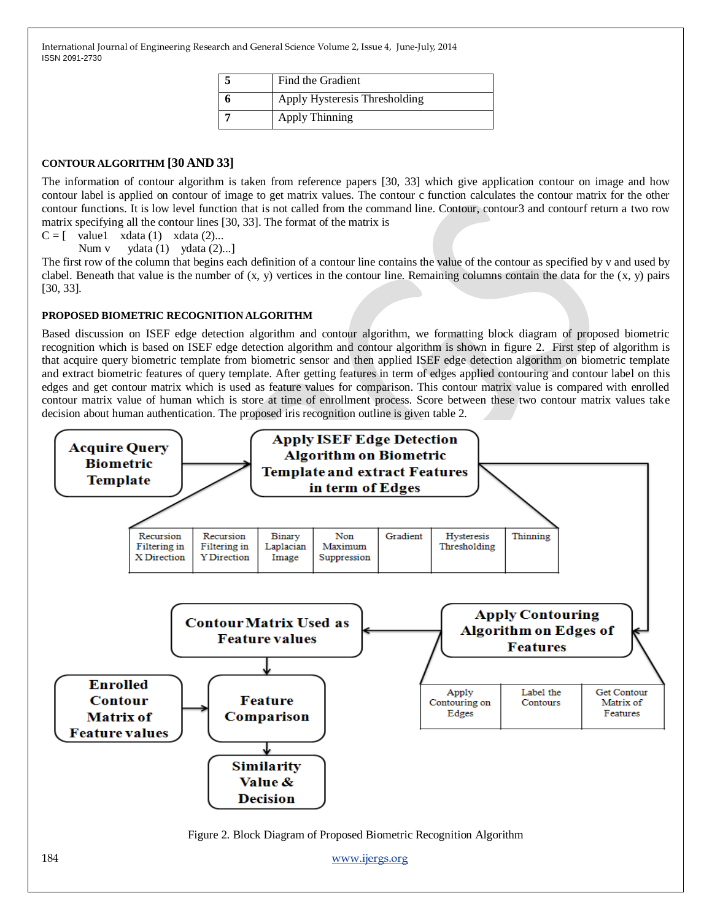| 5 | Find the Gradient |
|---|---|
| 6 | Apply Hysteresis Thresholding |
| 7 | Apply Thinning |

### CONTOUR ALGORITHM [30 AND 33]

The information of contour algorithm is taken from reference papers [30, 33] which give application contour on image and how contour label is applied on contour of image to get matrix values. The contour c function calculates the contour matrix for the other contour functions. It is low level function that is not called from the command line. Contour, contour3 and contourf return a two row matrix specifying all the contour lines [30, 33]. The format of the matrix is

C = [ value1 xdata (1) xdata (2)...
Num v ydata (1) ydata (2)...]

The first row of the column that begins each definition of a contour line contains the value of the contour as specified by v and used by clabel. Beneath that value is the number of (x, y) vertices in the contour line. Remaining columns contain the data for the (x, y) pairs [30, 33].

### PROPOSED BIOMETRIC RECOGNITION ALGORITHM

Based discussion on ISEF edge detection algorithm and contour algorithm, we formatting block diagram of proposed biometric recognition algorithm which is based on ISEF edge detection algorithm and contour algorithm is shown in figure 2. First step of algorithm is that acquire query biometric template from biometric sensor and then applied ISEF edge detection algorithm on biometric template and extract biometric features of query template. After getting features in term of edges applied contouring and contour label on this edges and get contour matrix which is used as feature values for comparison. This contour matrix value is compared with enrolled contour matrix value of human which is store at time of enrollment process. Score between these two contour matrix values take decision about human authentication. The proposed iris recognition outline is given table 2.

Acquire Query Biometric Template → Apply ISEF Edge Detection Algorithm on Biometric Template and extract Features in term of Edges

| Recursion Filtering in X Direction | Recursion Filtering in Y Direction | Binary Laplacian Image | Non Maximum Suppression | Gradient | Hysteresis Thresholding | Thinning |
|---|---|---|---|---|---|---|

→ Apply Contouring Algorithm on Edges of Features

| Apply Contouring on Edges | Label the Contours | Get Contour Matrix of Features |
|---|---|---|

→ Contour Matrix Used as Feature values → Feature Comparison (← Enrolled Contour Matrix of Feature values) → Similarity Value & Decision

Figure 2. Block Diagram of Proposed Biometric Recognition Algorithm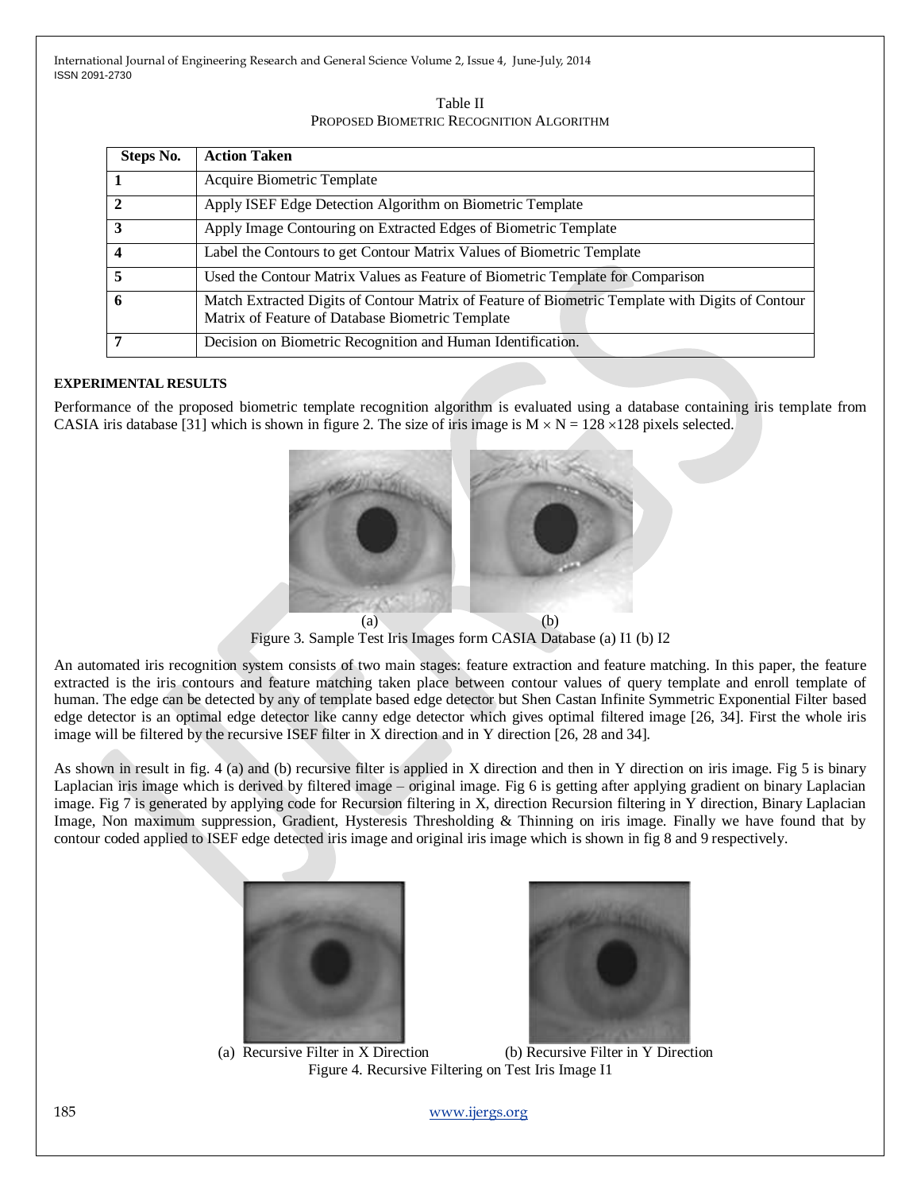Table II

PROPOSED BIOMETRIC RECOGNITION ALGORITHM

| Steps No. | Action Taken |
|---|---|
| 1 | Acquire Biometric Template |
| 2 | Apply ISEF Edge Detection Algorithm on Biometric Template |
| 3 | Apply Image Contouring on Extracted Edges of Biometric Template |
| 4 | Label the Contours to get Contour Matrix Values of Biometric Template |
| 5 | Used the Contour Matrix Values as Feature of Biometric Template for Comparison |
| 6 | Match Extracted Digits of Contour Matrix of Feature of Biometric Template with Digits of Contour Matrix of Feature of Database Biometric Template |
| 7 | Decision on Biometric Recognition and Human Identification. |

**EXPERIMENTAL RESULTS**

Performance of the proposed biometric template recognition algorithm is evaluated using a database containing iris template from CASIA iris database [31] which is shown in figure 2. The size of iris image is $M \times N = 128 \times 128$ pixels selected.

(a) (b)

Figure 3. Sample Test Iris Images form CASIA Database (a) I1 (b) I2

An automated iris recognition system consists of two main stages: feature extraction and feature matching. In this paper, the feature extracted is the iris contours and feature matching taken place between contour values of query template and enroll template of human. The edge can be detected by any of template based edge detector but Shen Castan Infinite Symmetric Exponential Filter based edge detector is an optimal edge detector like canny edge detector which gives optimal filtered image [26, 34]. First the whole iris image will be filtered by the recursive ISEF filter in X direction and in Y direction [26, 28 and 34].

As shown in result in fig. 4 (a) and (b) recursive filter is applied in X direction and then in Y direction on iris image. Fig 5 is binary Laplacian iris image which is derived by filtered image – original image. Fig 6 is getting after applying gradient on binary Laplacian image. Fig 7 is generated by applying code for Recursion filtering in X, direction Recursion filtering in Y direction, Binary Laplacian Image, Non maximum suppression, Gradient, Hysteresis Thresholding & Thinning on iris image. Finally we have found that by contour coded applied to ISEF edge detected iris image and original iris image which is shown in fig 8 and 9 respectively.

(a) Recursive Filter in X Direction (b) Recursive Filter in Y Direction

Figure 4. Recursive Filtering on Test Iris Image I1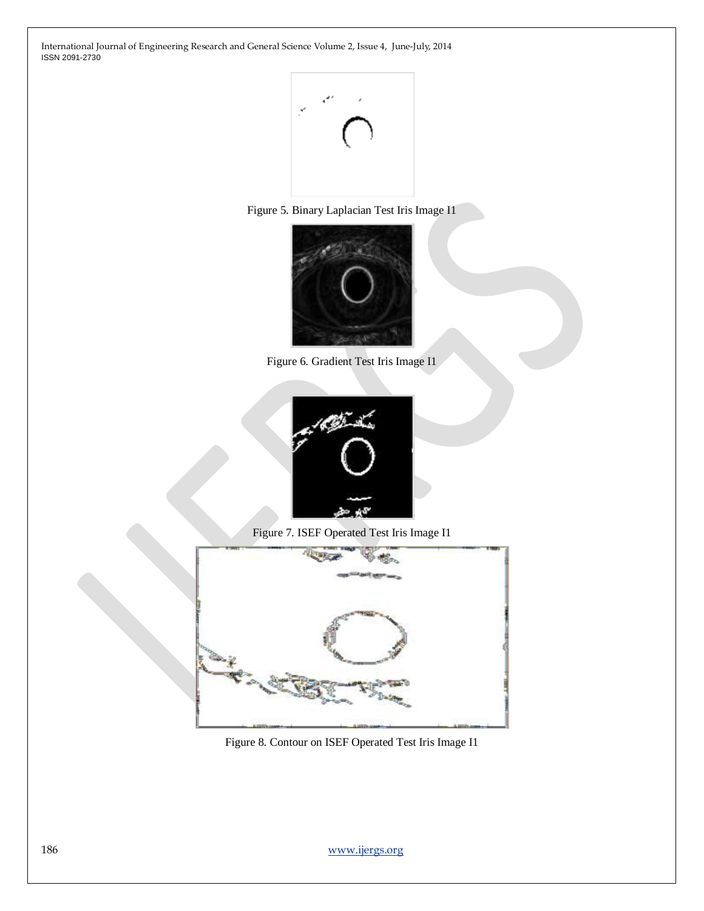Figure 5. Binary Laplacian Test Iris Image I1

Figure 6. Gradient Test Iris Image I1

Figure 7. ISEF Operated Test Iris Image I1

Figure 8. Contour on ISEF Operated Test Iris Image I1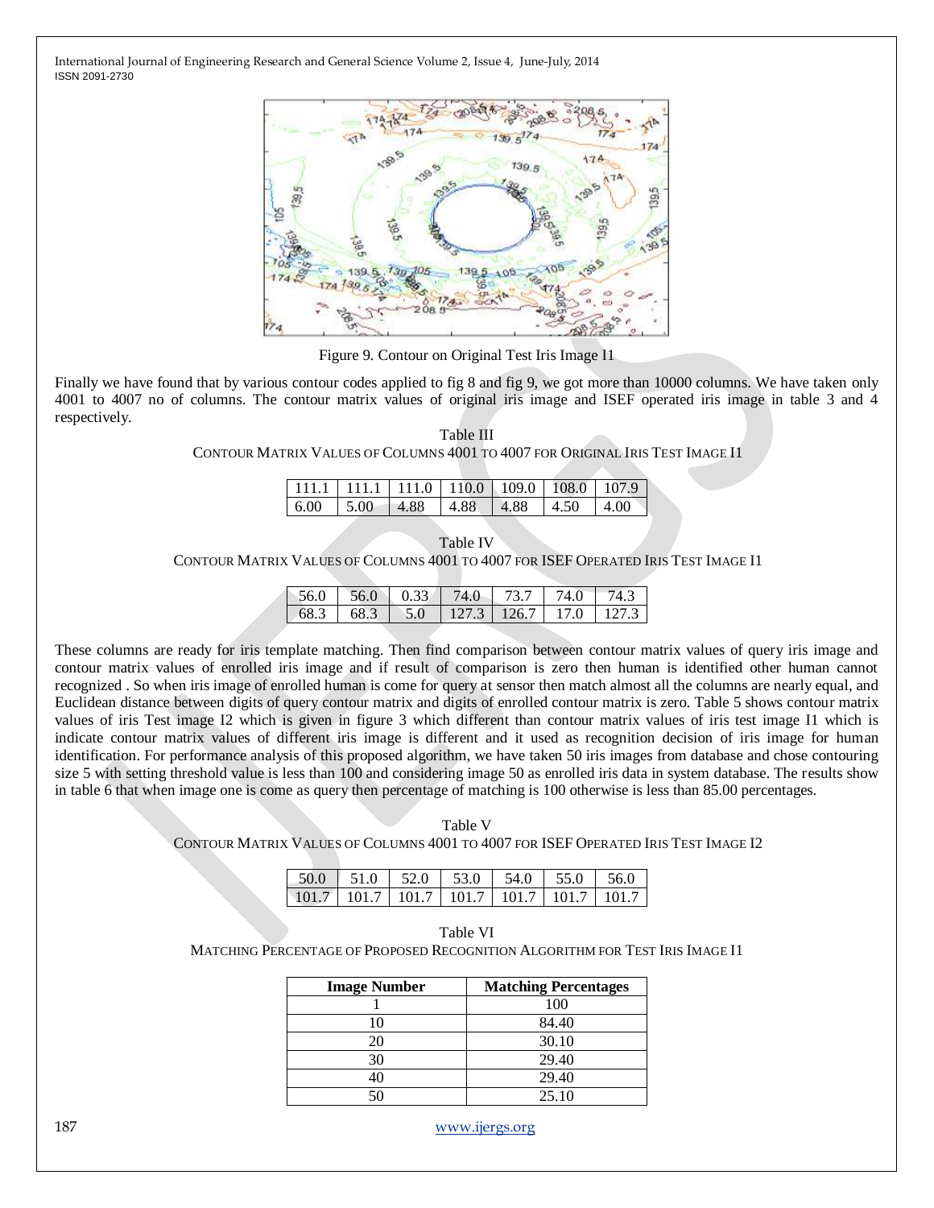Figure 9. Contour on Original Test Iris Image I1

Finally we have found that by various contour codes applied to fig 8 and fig 9, we got more than 10000 columns. We have taken only 4001 to 4007 no of columns. The contour matrix values of original iris image and ISEF operated iris image in table 3 and 4 respectively.

Table III

CONTOUR MATRIX VALUES OF COLUMNS 4001 TO 4007 FOR ORIGINAL IRIS TEST IMAGE I1

| | | | | | | |
|---|---|---|---|---|---|---|
| 111.1 | 111.1 | 111.0 | 110.0 | 109.0 | 108.0 | 107.9 |
| 6.00 | 5.00 | 4.88 | 4.88 | 4.88 | 4.50 | 4.00 |

Table IV

CONTOUR MATRIX VALUES OF COLUMNS 4001 TO 4007 FOR ISEF OPERATED IRIS TEST IMAGE I1

| | | | | | | |
|---|---|---|---|---|---|---|
| 56.0 | 56.0 | 0.33 | 74.0 | 73.7 | 74.0 | 74.3 |
| 68.3 | 68.3 | 5.0 | 127.3 | 126.7 | 17.0 | 127.3 |

These columns are ready for iris template matching. Then find comparison between contour matrix values of query iris image and contour matrix values of enrolled iris image and if result of comparison is zero then human is identified other human cannot recognized . So when iris image of enrolled human is come for query at sensor then match almost all the columns are nearly equal, and Euclidean distance between digits of query contour matrix and digits of enrolled contour matrix is zero. Table 5 shows contour matrix values of iris Test image I2 which is given in figure 3 which different than contour matrix values of iris test image I1 which is indicate contour matrix values of different iris image is different and it used as recognition decision of iris image for human identification. For performance analysis of this proposed algorithm, we have taken 50 iris images from database and chose contouring size 5 with setting threshold value is less than 100 and considering image 50 as enrolled iris data in system database. The results show in table 6 that when image one is come as query then percentage of matching is 100 otherwise is less than 85.00 percentages.

Table V

CONTOUR MATRIX VALUES OF COLUMNS 4001 TO 4007 FOR ISEF OPERATED IRIS TEST IMAGE I2

| | | | | | | |
|---|---|---|---|---|---|---|
| 50.0 | 51.0 | 52.0 | 53.0 | 54.0 | 55.0 | 56.0 |
| 101.7 | 101.7 | 101.7 | 101.7 | 101.7 | 101.7 | 101.7 |

Table VI

MATCHING PERCENTAGE OF PROPOSED RECOGNITION ALGORITHM FOR TEST IRIS IMAGE I1

| Image Number | Matching Percentages |
|---|---|
| 1 | 100 |
| 10 | 84.40 |
| 20 | 30.10 |
| 30 | 29.40 |
| 40 | 29.40 |
| 50 | 25.10 |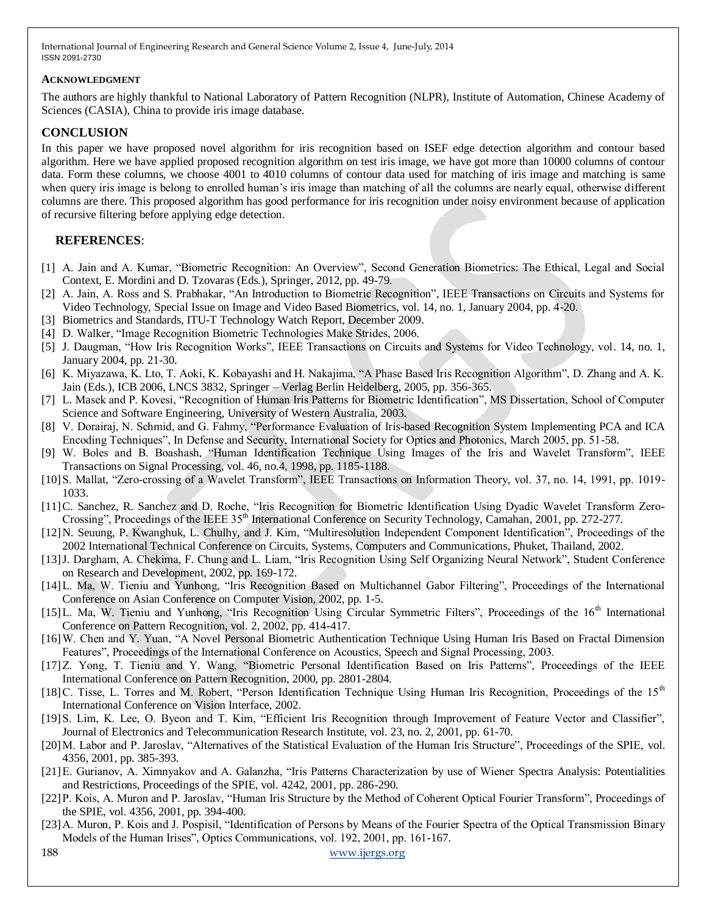### ACKNOWLEDGMENT

The authors are highly thankful to National Laboratory of Pattern Recognition (NLPR), Institute of Automation, Chinese Academy of Sciences (CASIA), China to provide iris image database.

## CONCLUSION

In this paper we have proposed novel algorithm for iris recognition based on ISEF edge detection algorithm and contour based algorithm. Here we have applied proposed recognition algorithm on test iris image, we have got more than 10000 columns of contour data. Form these columns, we choose 4001 to 4010 columns of contour data used for matching of iris image and matching is same when query iris image is belong to enrolled human's iris image than matching of all the columns are nearly equal, otherwise different columns are there. This proposed algorithm has good performance for iris recognition under noisy environment because of application of recursive filtering before applying edge detection.

## REFERENCES:

[1] A. Jain and A. Kumar, "Biometric Recognition: An Overview", Second Generation Biometrics: The Ethical, Legal and Social Context, E. Mordini and D. Tzovaras (Eds.), Springer, 2012, pp. 49-79.

[2] A. Jain, A. Ross and S. Prabhakar, "An Introduction to Biometric Recognition", IEEE Transactions on Circuits and Systems for Video Technology, Special Issue on Image and Video Based Biometrics, vol. 14, no. 1, January 2004, pp. 4-20.

[3] Biometrics and Standards, ITU-T Technology Watch Report, December 2009.

[4] D. Walker, "Image Recognition Biometric Technologies Make Strides, 2006.

[5] J. Daugman, "How Iris Recognition Works", IEEE Transactions on Circuits and Systems for Video Technology, vol. 14, no. 1, January 2004, pp. 21-30.

[6] K. Miyazawa, K. Lto, T. Aoki, K. Kobayashi and H. Nakajima, "A Phase Based Iris Recognition Algorithm", D. Zhang and A. K. Jain (Eds.), ICB 2006, LNCS 3832, Springer – Verlag Berlin Heidelberg, 2005, pp. 356-365.

[7] L. Masek and P. Kovesi, "Recognition of Human Iris Patterns for Biometric Identification", MS Dissertation, School of Computer Science and Software Engineering, University of Western Australia, 2003.

[8] V. Dorairaj, N. Schmid, and G. Fahmy, "Performance Evaluation of Iris-based Recognition System Implementing PCA and ICA Encoding Techniques", In Defense and Security, International Society for Optics and Photonics, March 2005, pp. 51-58.

[9] W. Boles and B. Boashash, "Human Identification Technique Using Images of the Iris and Wavelet Transform", IEEE Transactions on Signal Processing, vol. 46, no.4, 1998, pp. 1185-1188.

[10] S. Mallat, "Zero-crossing of a Wavelet Transform", IEEE Transactions on Information Theory, vol. 37, no. 14, 1991, pp. 1019-1033.

[11] C. Sanchez, R. Sanchez and D. Roche, "Iris Recognition for Biometric Identification Using Dyadic Wavelet Transform Zero-Crossing", Proceedings of the IEEE 35th International Conference on Security Technology, Camahan, 2001, pp. 272-277.

[12] N. Seuung, P. Kwanghuk, L. Chulhy, and J. Kim, "Multiresolution Independent Component Identification", Proceedings of the 2002 International Technical Conference on Circuits, Systems, Computers and Communications, Phuket, Thailand, 2002.

[13] J. Dargham, A. Chekima, F. Chung and L. Liam, "Iris Recognition Using Self Organizing Neural Network", Student Conference on Research and Development, 2002, pp. 169-172.

[14] L. Ma, W. Tieniu and Yunhong, "Iris Recognition Based on Multichannel Gabor Filtering", Proceedings of the International Conference on Asian Conference on Computer Vision, 2002, pp. 1-5.

[15] L. Ma, W. Tieniu and Yunhong, "Iris Recognition Using Circular Symmetric Filters", Proceedings of the 16th International Conference on Pattern Recognition, vol. 2, 2002, pp. 414-417.

[16] W. Chen and Y. Yuan, "A Novel Personal Biometric Authentication Technique Using Human Iris Based on Fractal Dimension Features", Proceedings of the International Conference on Acoustics, Speech and Signal Processing, 2003.

[17] Z. Yong, T. Tieniu and Y. Wang, "Biometric Personal Identification Based on Iris Patterns", Proceedings of the IEEE International Conference on Pattern Recognition, 2000, pp. 2801-2804.

[18] C. Tisse, L. Torres and M. Robert, "Person Identification Technique Using Human Iris Recognition, Proceedings of the 15th International Conference on Vision Interface, 2002.

[19] S. Lim, K. Lee, O. Byeon and T. Kim, "Efficient Iris Recognition through Improvement of Feature Vector and Classifier", Journal of Electronics and Telecommunication Research Institute, vol. 23, no. 2, 2001, pp. 61-70.

[20] M. Labor and P. Jaroslav, "Alternatives of the Statistical Evaluation of the Human Iris Structure", Proceedings of the SPIE, vol. 4356, 2001, pp. 385-393.

[21] E. Gurianov, A. Ximnyakov and A. Galanzha, "Iris Patterns Characterization by use of Wiener Spectra Analysis: Potentialities and Restrictions, Proceedings of the SPIE, vol. 4242, 2001, pp. 286-290.

[22] P. Kois, A. Muron and P. Jaroslav, "Human Iris Structure by the Method of Coherent Optical Fourier Transform", Proceedings of the SPIE, vol. 4356, 2001, pp. 394-400.

[23] A. Muron, P. Kois and J. Pospisil, "Identification of Persons by Means of the Fourier Spectra of the Optical Transmission Binary Models of the Human Irises", Optics Communications, vol. 192, 2001, pp. 161-167.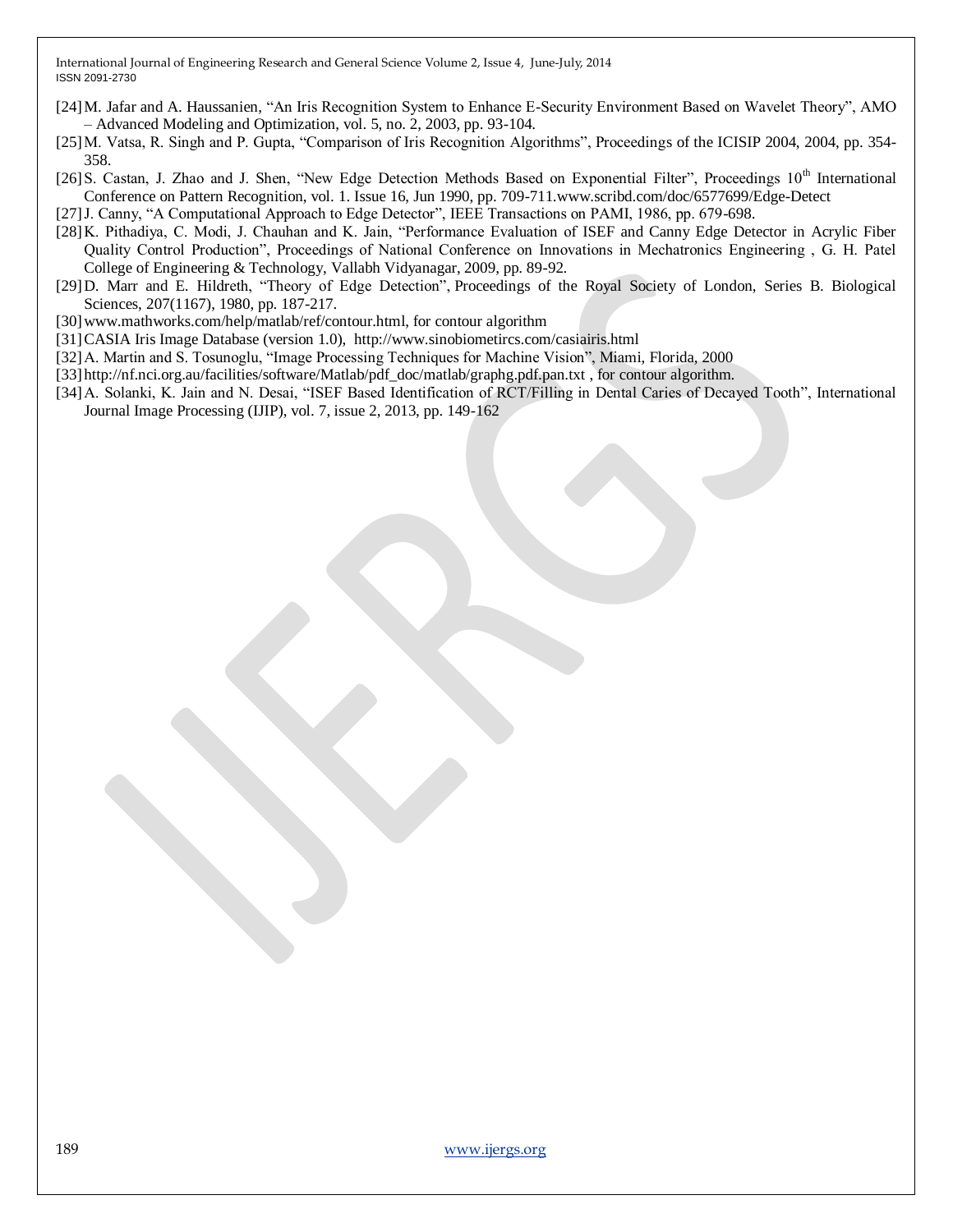[24] M. Jafar and A. Haussanien, "An Iris Recognition System to Enhance E-Security Environment Based on Wavelet Theory", AMO – Advanced Modeling and Optimization, vol. 5, no. 2, 2003, pp. 93-104.

[25] M. Vatsa, R. Singh and P. Gupta, "Comparison of Iris Recognition Algorithms", Proceedings of the ICISIP 2004, 2004, pp. 354-358.

[26] S. Castan, J. Zhao and J. Shen, "New Edge Detection Methods Based on Exponential Filter", Proceedings $10^{th}$ International Conference on Pattern Recognition, vol. 1. Issue 16, Jun 1990, pp. 709-711.www.scribd.com/doc/6577699/Edge-Detect

[27] J. Canny, "A Computational Approach to Edge Detector", IEEE Transactions on PAMI, 1986, pp. 679-698.

[28] K. Pithadiya, C. Modi, J. Chauhan and K. Jain, "Performance Evaluation of ISEF and Canny Edge Detector in Acrylic Fiber Quality Control Production", Proceedings of National Conference on Innovations in Mechatronics Engineering , G. H. Patel College of Engineering & Technology, Vallabh Vidyanagar, 2009, pp. 89-92.

[29] D. Marr and E. Hildreth, "Theory of Edge Detection", Proceedings of the Royal Society of London, Series B. Biological Sciences, 207(1167), 1980, pp. 187-217.

[30] www.mathworks.com/help/matlab/ref/contour.html, for contour algorithm

[31] CASIA Iris Image Database (version 1.0), http://www.sinobiometircs.com/casiairis.html

[32] A. Martin and S. Tosunoglu, "Image Processing Techniques for Machine Vision", Miami, Florida, 2000

[33] http://nf.nci.org.au/facilities/software/Matlab/pdf_doc/matlab/graphg.pdf.pan.txt , for contour algorithm.

[34] A. Solanki, K. Jain and N. Desai, "ISEF Based Identification of RCT/Filling in Dental Caries of Decayed Tooth", International Journal Image Processing (IJIP), vol. 7, issue 2, 2013, pp. 149-162